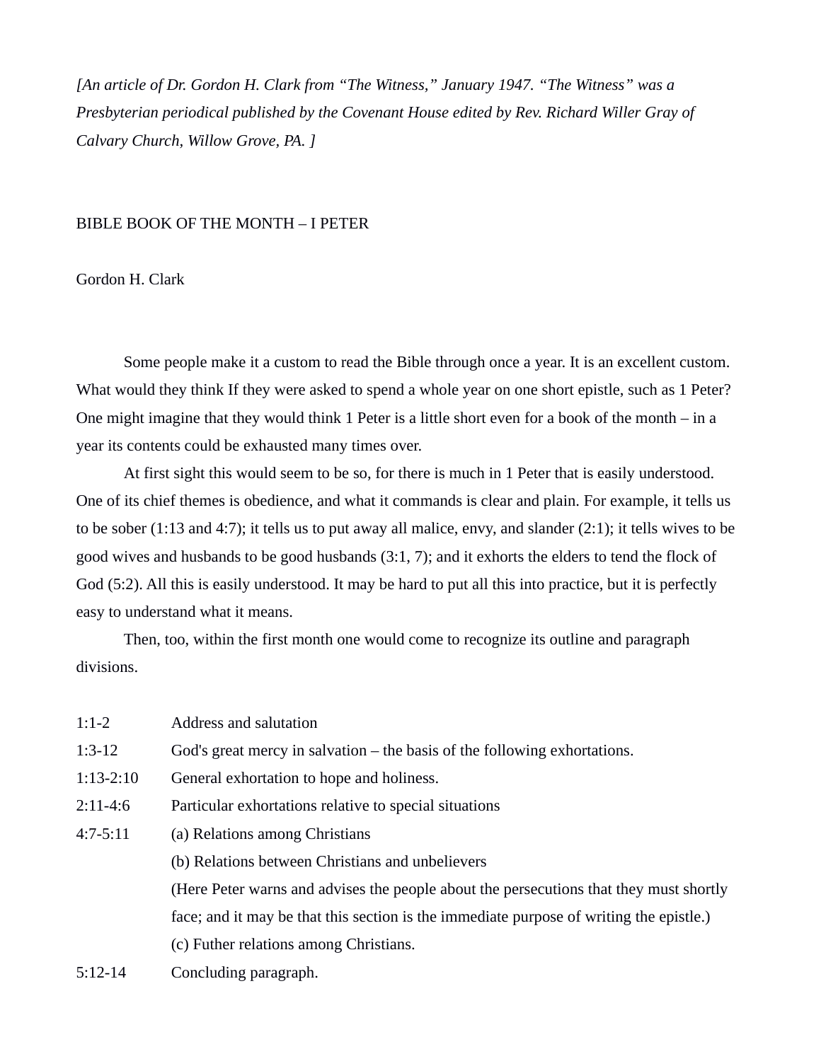*[An article of Dr. Gordon H. Clark from "The Witness," January 1947. "The Witness" was a Presbyterian periodical published by the Covenant House edited by Rev. Richard Willer Gray of Calvary Church, Willow Grove, PA. ]*

# BIBLE BOOK OF THE MONTH – I PETER

Gordon H. Clark

Some people make it a custom to read the Bible through once a year. It is an excellent custom. What would they think If they were asked to spend a whole year on one short epistle, such as 1 Peter? One might imagine that they would think 1 Peter is a little short even for a book of the month – in a year its contents could be exhausted many times over.

At first sight this would seem to be so, for there is much in 1 Peter that is easily understood. One of its chief themes is obedience, and what it commands is clear and plain. For example, it tells us to be sober (1:13 and 4:7); it tells us to put away all malice, envy, and slander (2:1); it tells wives to be good wives and husbands to be good husbands (3:1, 7); and it exhorts the elders to tend the flock of God (5:2). All this is easily understood. It may be hard to put all this into practice, but it is perfectly easy to understand what it means.

Then, too, within the first month one would come to recognize its outline and paragraph divisions.

| | |
|---|---|
| 1:1-2 | Address and salutation |
| 1:3-12 | God's great mercy in salvation – the basis of the following exhortations. |
| 1:13-2:10 | General exhortation to hope and holiness. |
| 2:11-4:6 | Particular exhortations relative to special situations |
| 4:7-5:11 | (a) Relations among Christians |
| | (b) Relations between Christians and unbelievers |
| | (Here Peter warns and advises the people about the persecutions that they must shortly face; and it may be that this section is the immediate purpose of writing the epistle.) |
| | (c) Futher relations among Christians. |
| 5:12-14 | Concluding paragraph. |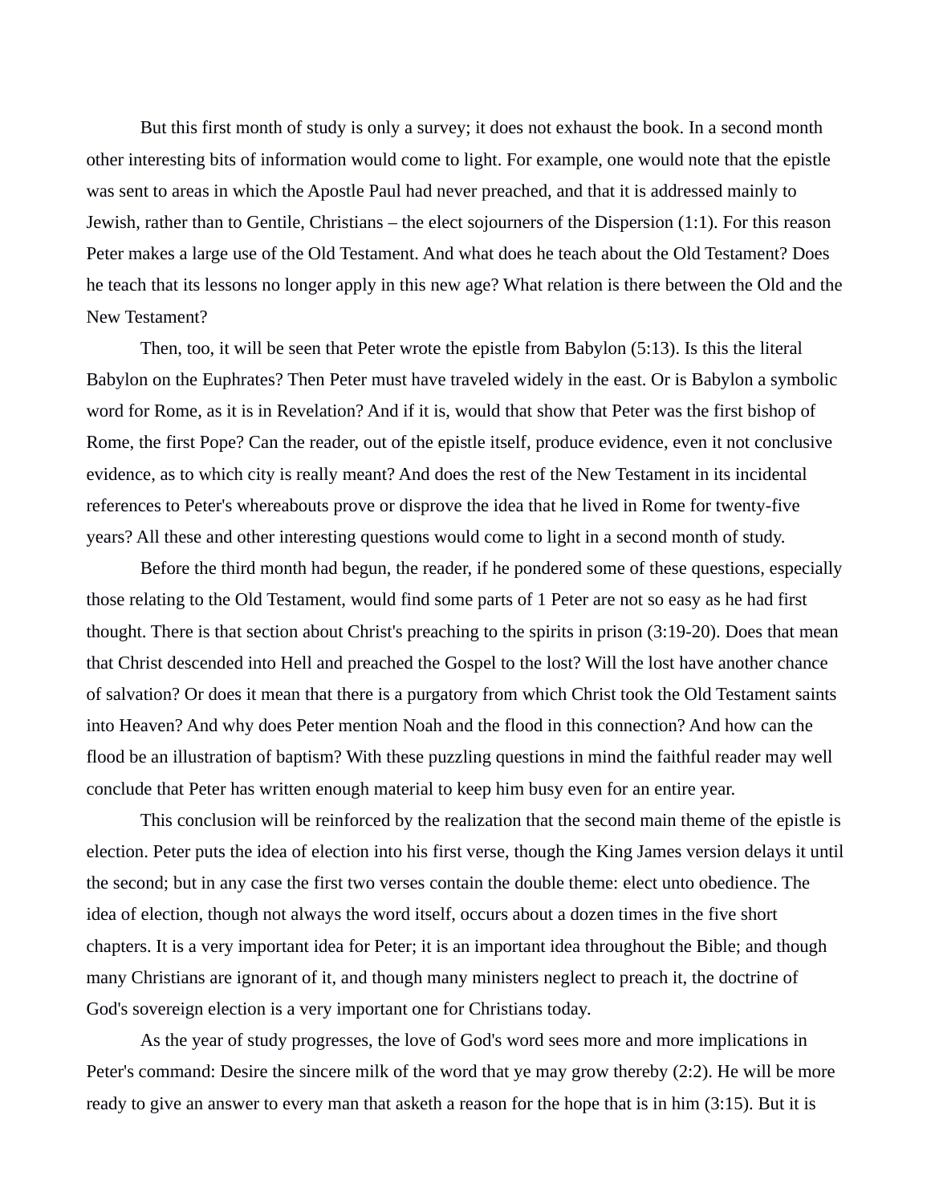But this first month of study is only a survey; it does not exhaust the book. In a second month other interesting bits of information would come to light. For example, one would note that the epistle was sent to areas in which the Apostle Paul had never preached, and that it is addressed mainly to Jewish, rather than to Gentile, Christians – the elect sojourners of the Dispersion (1:1). For this reason Peter makes a large use of the Old Testament. And what does he teach about the Old Testament? Does he teach that its lessons no longer apply in this new age? What relation is there between the Old and the New Testament?

Then, too, it will be seen that Peter wrote the epistle from Babylon (5:13). Is this the literal Babylon on the Euphrates? Then Peter must have traveled widely in the east. Or is Babylon a symbolic word for Rome, as it is in Revelation? And if it is, would that show that Peter was the first bishop of Rome, the first Pope? Can the reader, out of the epistle itself, produce evidence, even it not conclusive evidence, as to which city is really meant? And does the rest of the New Testament in its incidental references to Peter's whereabouts prove or disprove the idea that he lived in Rome for twenty-five years? All these and other interesting questions would come to light in a second month of study.

Before the third month had begun, the reader, if he pondered some of these questions, especially those relating to the Old Testament, would find some parts of 1 Peter are not so easy as he had first thought. There is that section about Christ's preaching to the spirits in prison (3:19-20). Does that mean that Christ descended into Hell and preached the Gospel to the lost? Will the lost have another chance of salvation? Or does it mean that there is a purgatory from which Christ took the Old Testament saints into Heaven? And why does Peter mention Noah and the flood in this connection? And how can the flood be an illustration of baptism? With these puzzling questions in mind the faithful reader may well conclude that Peter has written enough material to keep him busy even for an entire year.

This conclusion will be reinforced by the realization that the second main theme of the epistle is election. Peter puts the idea of election into his first verse, though the King James version delays it until the second; but in any case the first two verses contain the double theme: elect unto obedience. The idea of election, though not always the word itself, occurs about a dozen times in the five short chapters. It is a very important idea for Peter; it is an important idea throughout the Bible; and though many Christians are ignorant of it, and though many ministers neglect to preach it, the doctrine of God's sovereign election is a very important one for Christians today.

As the year of study progresses, the love of God's word sees more and more implications in Peter's command: Desire the sincere milk of the word that ye may grow thereby (2:2). He will be more ready to give an answer to every man that asketh a reason for the hope that is in him (3:15). But it is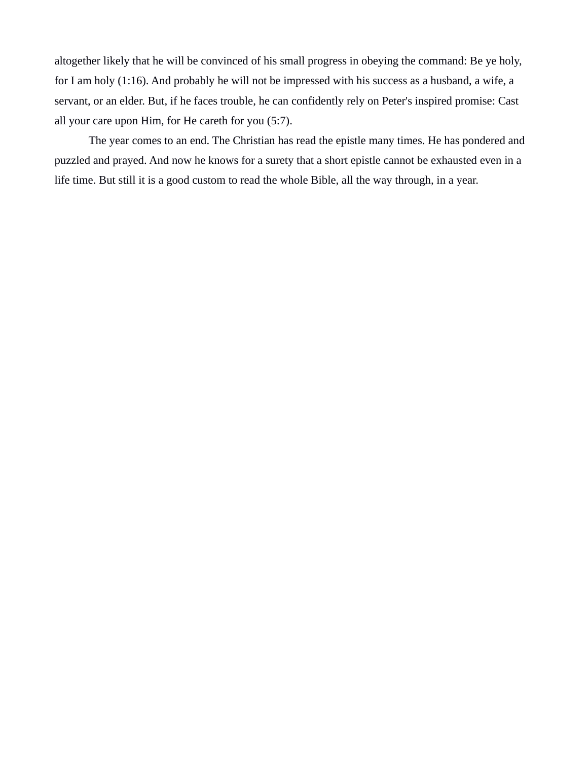altogether likely that he will be convinced of his small progress in obeying the command: Be ye holy, for I am holy (1:16). And probably he will not be impressed with his success as a husband, a wife, a servant, or an elder. But, if he faces trouble, he can confidently rely on Peter's inspired promise: Cast all your care upon Him, for He careth for you (5:7).

The year comes to an end. The Christian has read the epistle many times. He has pondered and puzzled and prayed. And now he knows for a surety that a short epistle cannot be exhausted even in a life time. But still it is a good custom to read the whole Bible, all the way through, in a year.